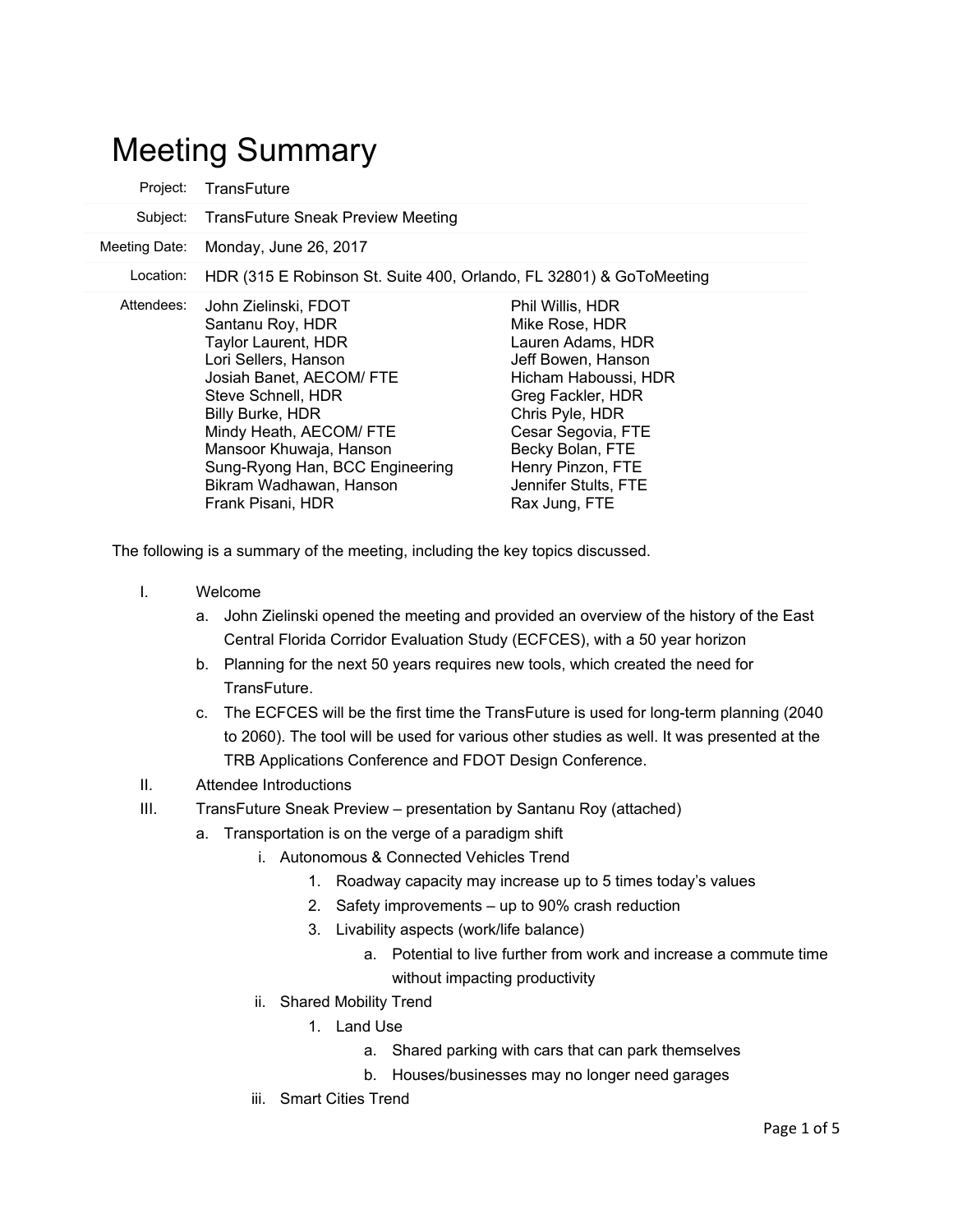# Meeting Summary

| | |
|---|---|
| Project: | TransFuture |
| Subject: | TransFuture Sneak Preview Meeting |
| Meeting Date: | Monday, June 26, 2017 |
| Location: | HDR (315 E Robinson St. Suite 400, Orlando, FL 32801) & GoToMeeting |

Attendees:

| | |
|---|---|
| John Zielinski, FDOT | Phil Willis, HDR |
| Santanu Roy, HDR | Mike Rose, HDR |
| Taylor Laurent, HDR | Lauren Adams, HDR |
| Lori Sellers, Hanson | Jeff Bowen, Hanson |
| Josiah Banet, AECOM/ FTE | Hicham Haboussi, HDR |
| Steve Schnell, HDR | Greg Fackler, HDR |
| Billy Burke, HDR | Chris Pyle, HDR |
| Mindy Heath, AECOM/ FTE | Cesar Segovia, FTE |
| Mansoor Khuwaja, Hanson | Becky Bolan, FTE |
| Sung-Ryong Han, BCC Engineering | Henry Pinzon, FTE |
| Bikram Wadhawan, Hanson | Jennifer Stults, FTE |
| Frank Pisani, HDR | Rax Jung, FTE |

The following is a summary of the meeting, including the key topics discussed.

I. Welcome
   a. John Zielinski opened the meeting and provided an overview of the history of the East Central Florida Corridor Evaluation Study (ECFCES), with a 50 year horizon
   b. Planning for the next 50 years requires new tools, which created the need for TransFuture.
   c. The ECFCES will be the first time the TransFuture is used for long-term planning (2040 to 2060). The tool will be used for various other studies as well. It was presented at the TRB Applications Conference and FDOT Design Conference.

II. Attendee Introductions

III. TransFuture Sneak Preview – presentation by Santanu Roy (attached)
   a. Transportation is on the verge of a paradigm shift
      i. Autonomous & Connected Vehicles Trend
         1. Roadway capacity may increase up to 5 times today's values
         2. Safety improvements – up to 90% crash reduction
         3. Livability aspects (work/life balance)
            a. Potential to live further from work and increase a commute time without impacting productivity
      ii. Shared Mobility Trend
         1. Land Use
            a. Shared parking with cars that can park themselves
            b. Houses/businesses may no longer need garages
      iii. Smart Cities Trend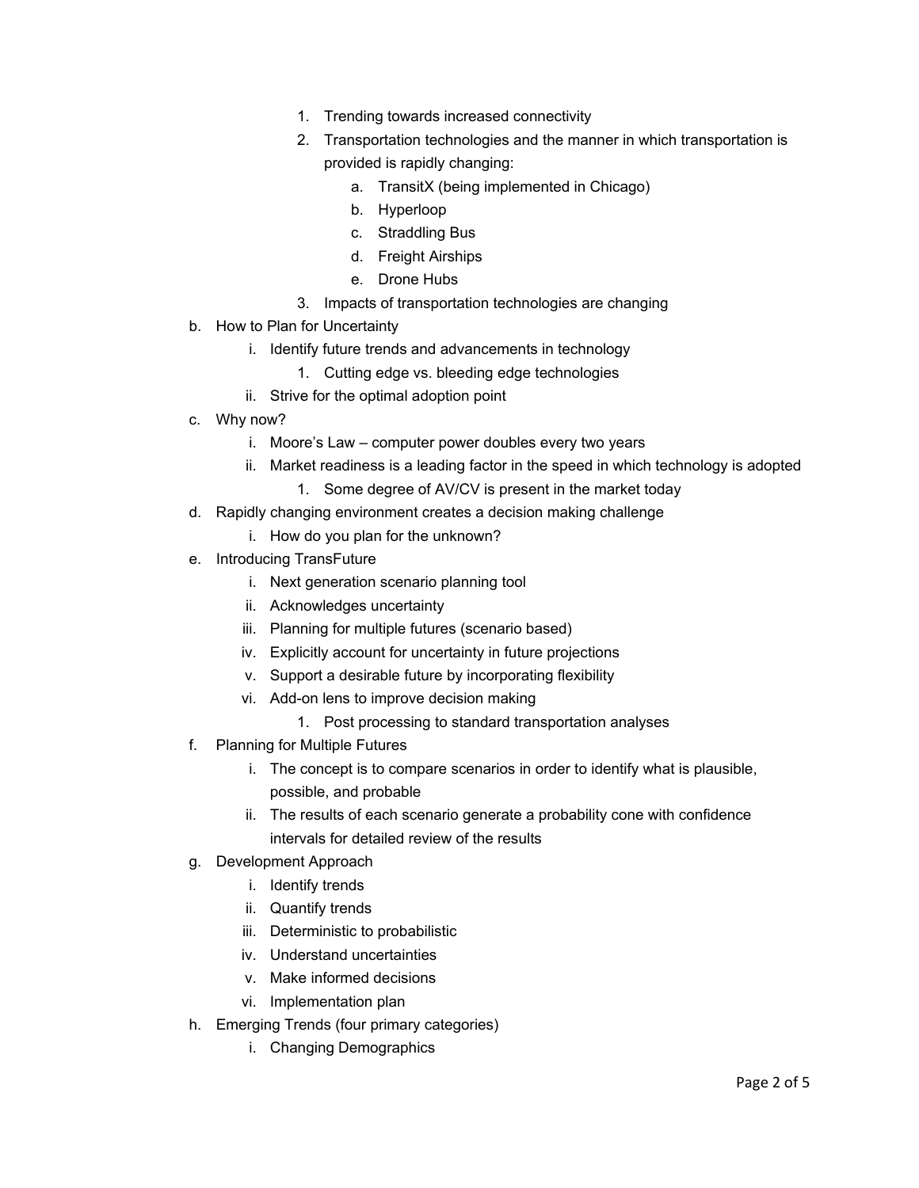1. Trending towards increased connectivity
2. Transportation technologies and the manner in which transportation is provided is rapidly changing:
    a. TransitX (being implemented in Chicago)
    b. Hyperloop
    c. Straddling Bus
    d. Freight Airships
    e. Drone Hubs
3. Impacts of transportation technologies are changing

b. How to Plan for Uncertainty
    i. Identify future trends and advancements in technology
        1. Cutting edge vs. bleeding edge technologies
    ii. Strive for the optimal adoption point

c. Why now?
    i. Moore's Law – computer power doubles every two years
    ii. Market readiness is a leading factor in the speed in which technology is adopted
        1. Some degree of AV/CV is present in the market today

d. Rapidly changing environment creates a decision making challenge
    i. How do you plan for the unknown?

e. Introducing TransFuture
    i. Next generation scenario planning tool
    ii. Acknowledges uncertainty
    iii. Planning for multiple futures (scenario based)
    iv. Explicitly account for uncertainty in future projections
    v. Support a desirable future by incorporating flexibility
    vi. Add-on lens to improve decision making
        1. Post processing to standard transportation analyses

f. Planning for Multiple Futures
    i. The concept is to compare scenarios in order to identify what is plausible, possible, and probable
    ii. The results of each scenario generate a probability cone with confidence intervals for detailed review of the results

g. Development Approach
    i. Identify trends
    ii. Quantify trends
    iii. Deterministic to probabilistic
    iv. Understand uncertainties
    v. Make informed decisions
    vi. Implementation plan

h. Emerging Trends (four primary categories)
    i. Changing Demographics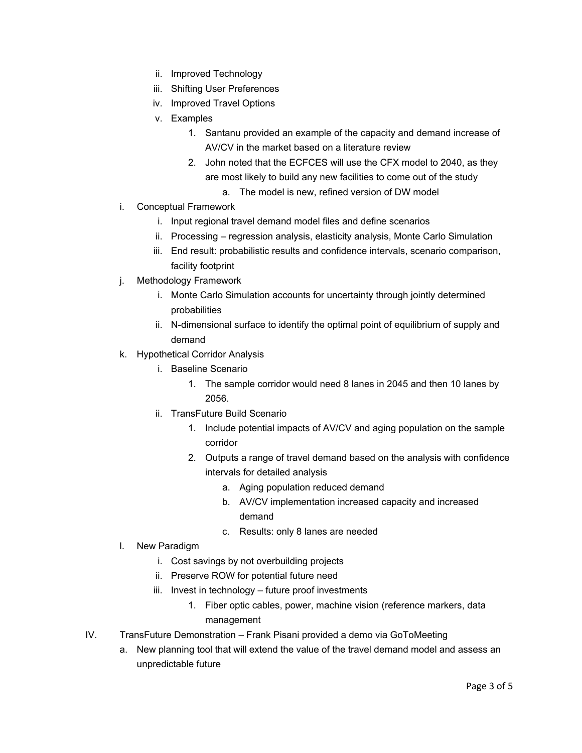ii. Improved Technology
   iii. Shifting User Preferences
   iv. Improved Travel Options
   v. Examples
      1. Santanu provided an example of the capacity and demand increase of AV/CV in the market based on a literature review
      2. John noted that the ECFCES will use the CFX model to 2040, as they are most likely to build any new facilities to come out of the study
         a. The model is new, refined version of DW model

i. Conceptual Framework
   i. Input regional travel demand model files and define scenarios
   ii. Processing – regression analysis, elasticity analysis, Monte Carlo Simulation
   iii. End result: probabilistic results and confidence intervals, scenario comparison, facility footprint

j. Methodology Framework
   i. Monte Carlo Simulation accounts for uncertainty through jointly determined probabilities
   ii. N-dimensional surface to identify the optimal point of equilibrium of supply and demand

k. Hypothetical Corridor Analysis
   i. Baseline Scenario
      1. The sample corridor would need 8 lanes in 2045 and then 10 lanes by 2056.
   ii. TransFuture Build Scenario
      1. Include potential impacts of AV/CV and aging population on the sample corridor
      2. Outputs a range of travel demand based on the analysis with confidence intervals for detailed analysis
         a. Aging population reduced demand
         b. AV/CV implementation increased capacity and increased demand
         c. Results: only 8 lanes are needed

l. New Paradigm
   i. Cost savings by not overbuilding projects
   ii. Preserve ROW for potential future need
   iii. Invest in technology – future proof investments
      1. Fiber optic cables, power, machine vision (reference markers, data management

IV. TransFuture Demonstration – Frank Pisani provided a demo via GoToMeeting
   a. New planning tool that will extend the value of the travel demand model and assess an unpredictable future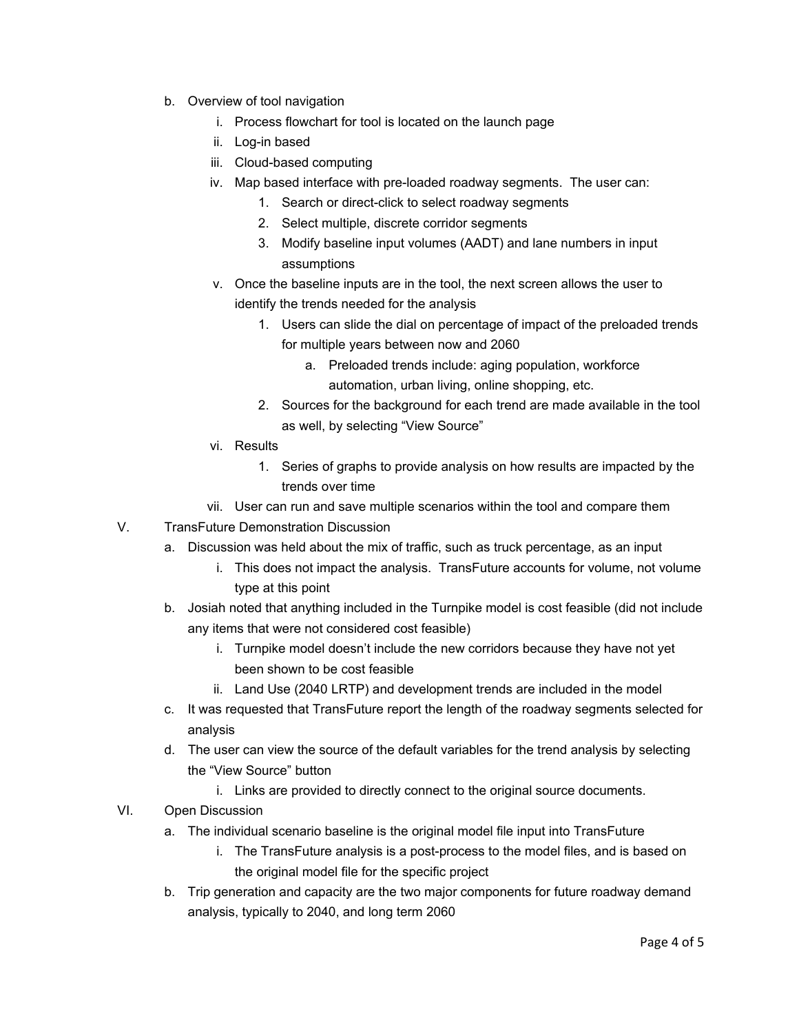b. Overview of tool navigation
    i. Process flowchart for tool is located on the launch page
    ii. Log-in based
    iii. Cloud-based computing
    iv. Map based interface with pre-loaded roadway segments. The user can:
        1. Search or direct-click to select roadway segments
        2. Select multiple, discrete corridor segments
        3. Modify baseline input volumes (AADT) and lane numbers in input assumptions
    v. Once the baseline inputs are in the tool, the next screen allows the user to identify the trends needed for the analysis
        1. Users can slide the dial on percentage of impact of the preloaded trends for multiple years between now and 2060
            a. Preloaded trends include: aging population, workforce automation, urban living, online shopping, etc.
        2. Sources for the background for each trend are made available in the tool as well, by selecting "View Source"
    vi. Results
        1. Series of graphs to provide analysis on how results are impacted by the trends over time
    vii. User can run and save multiple scenarios within the tool and compare them

V. TransFuture Demonstration Discussion
    a. Discussion was held about the mix of traffic, such as truck percentage, as an input
        i. This does not impact the analysis. TransFuture accounts for volume, not volume type at this point
    b. Josiah noted that anything included in the Turnpike model is cost feasible (did not include any items that were not considered cost feasible)
        i. Turnpike model doesn't include the new corridors because they have not yet been shown to be cost feasible
        ii. Land Use (2040 LRTP) and development trends are included in the model
    c. It was requested that TransFuture report the length of the roadway segments selected for analysis
    d. The user can view the source of the default variables for the trend analysis by selecting the "View Source" button
        i. Links are provided to directly connect to the original source documents.

VI. Open Discussion
    a. The individual scenario baseline is the original model file input into TransFuture
        i. The TransFuture analysis is a post-process to the model files, and is based on the original model file for the specific project
    b. Trip generation and capacity are the two major components for future roadway demand analysis, typically to 2040, and long term 2060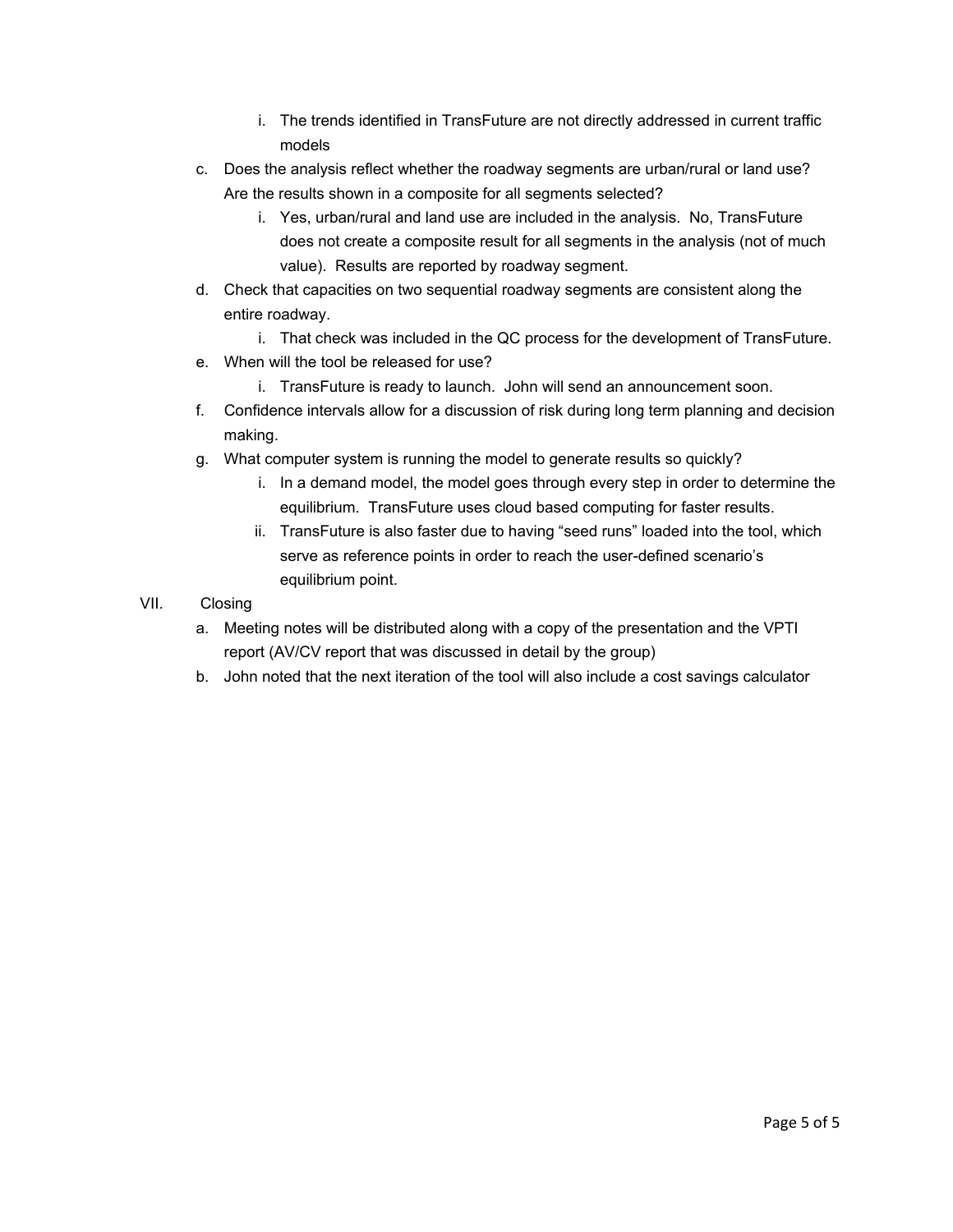i. The trends identified in TransFuture are not directly addressed in current traffic models

   c. Does the analysis reflect whether the roadway segments are urban/rural or land use? Are the results shown in a composite for all segments selected?
      i. Yes, urban/rural and land use are included in the analysis. No, TransFuture does not create a composite result for all segments in the analysis (not of much value). Results are reported by roadway segment.
   d. Check that capacities on two sequential roadway segments are consistent along the entire roadway.
      i. That check was included in the QC process for the development of TransFuture.
   e. When will the tool be released for use?
      i. TransFuture is ready to launch. John will send an announcement soon.
   f. Confidence intervals allow for a discussion of risk during long term planning and decision making.
   g. What computer system is running the model to generate results so quickly?
      i. In a demand model, the model goes through every step in order to determine the equilibrium. TransFuture uses cloud based computing for faster results.
      ii. TransFuture is also faster due to having "seed runs" loaded into the tool, which serve as reference points in order to reach the user-defined scenario's equilibrium point.

VII. Closing
   a. Meeting notes will be distributed along with a copy of the presentation and the VPTI report (AV/CV report that was discussed in detail by the group)
   b. John noted that the next iteration of the tool will also include a cost savings calculator